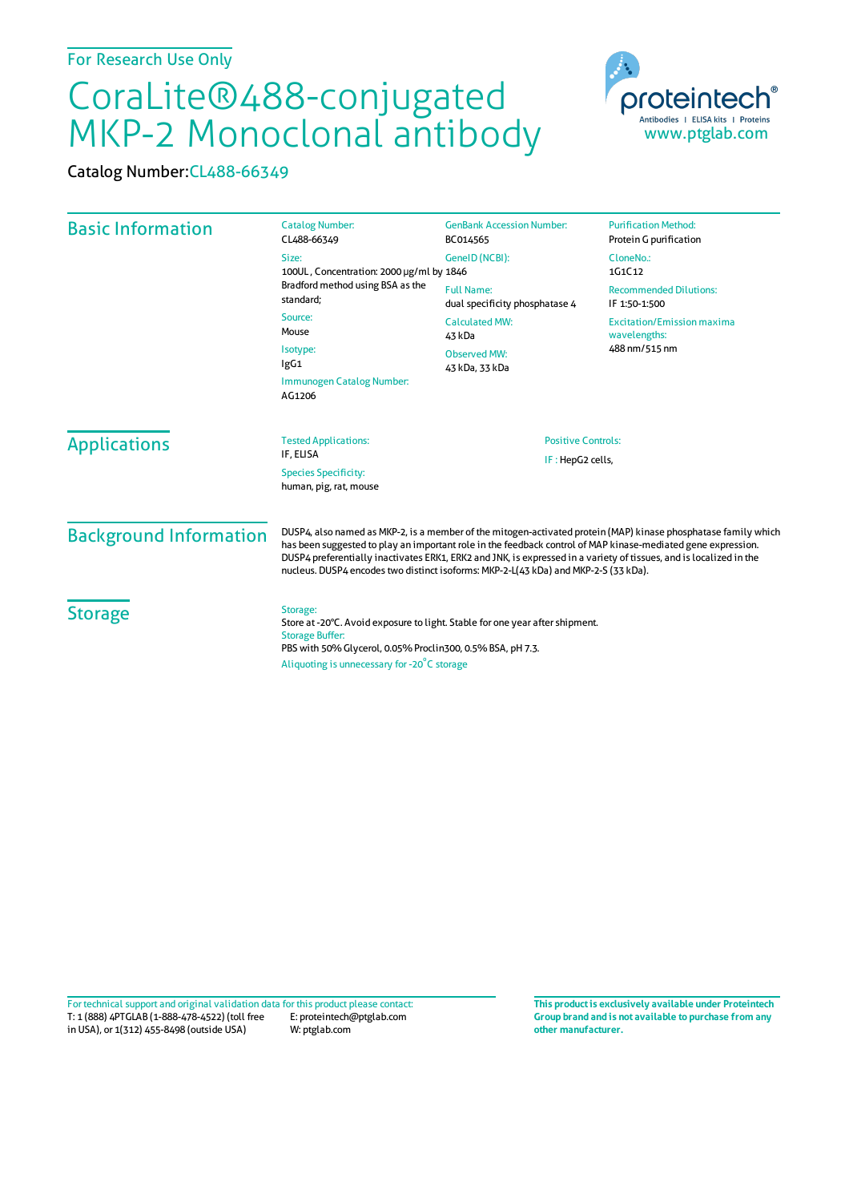For Research Use Only

# CoraLite®488-conjugated MKP-2 Monoclonal antibody

Catalog Number: CL488-66349

proteintech® Antibodies | ELISA kits | Proteins
www.ptglab.com

## Basic Information

Catalog Number:
CL488-66349

Size:
100UL, Concentration: 2000 μg/ml by Bradford method using BSA as the standard;

Source:
Mouse

Isotype:
IgG1

Immunogen Catalog Number:
AG1206

GenBank Accession Number:
BC014565

GeneID (NCBI):
1846

Full Name:
dual specificity phosphatase 4

Calculated MW:
43 kDa

Observed MW:
43 kDa, 33 kDa

Purification Method:
Protein G purification

CloneNo.:
1G1C12

Recommended Dilutions:
IF 1:50-1:500

Excitation/Emission maxima wavelengths:
488 nm/515 nm

## Applications

Tested Applications:
IF, ELISA

Species Specificity:
human, pig, rat, mouse

Positive Controls:
IF : HepG2 cells,

## Background Information

DUSP4, also named as MKP-2, is a member of the mitogen-activated protein (MAP) kinase phosphatase family which has been suggested to play an important role in the feedback control of MAP kinase-mediated gene expression. DUSP4 preferentially inactivates ERK1, ERK2 and JNK, is expressed in a variety of tissues, and is localized in the nucleus. DUSP4 encodes two distinct isoforms: MKP-2-L(43 kDa) and MKP-2-S (33 kDa).

## Storage

Storage:
Store at -20°C. Avoid exposure to light. Stable for one year after shipment.

Storage Buffer:
PBS with 50% Glycerol, 0.05% Proclin300, 0.5% BSA, pH 7.3.

Aliquoting is unnecessary for -20°C storage

For technical support and original validation data for this product please contact:
T: 1 (888) 4PTGLAB (1-888-478-4522) (toll free in USA), or 1(312) 455-8498 (outside USA)
E: proteintech@ptglab.com
W: ptglab.com

**This product is exclusively available under Proteintech Group brand and is not available to purchase from any other manufacturer.**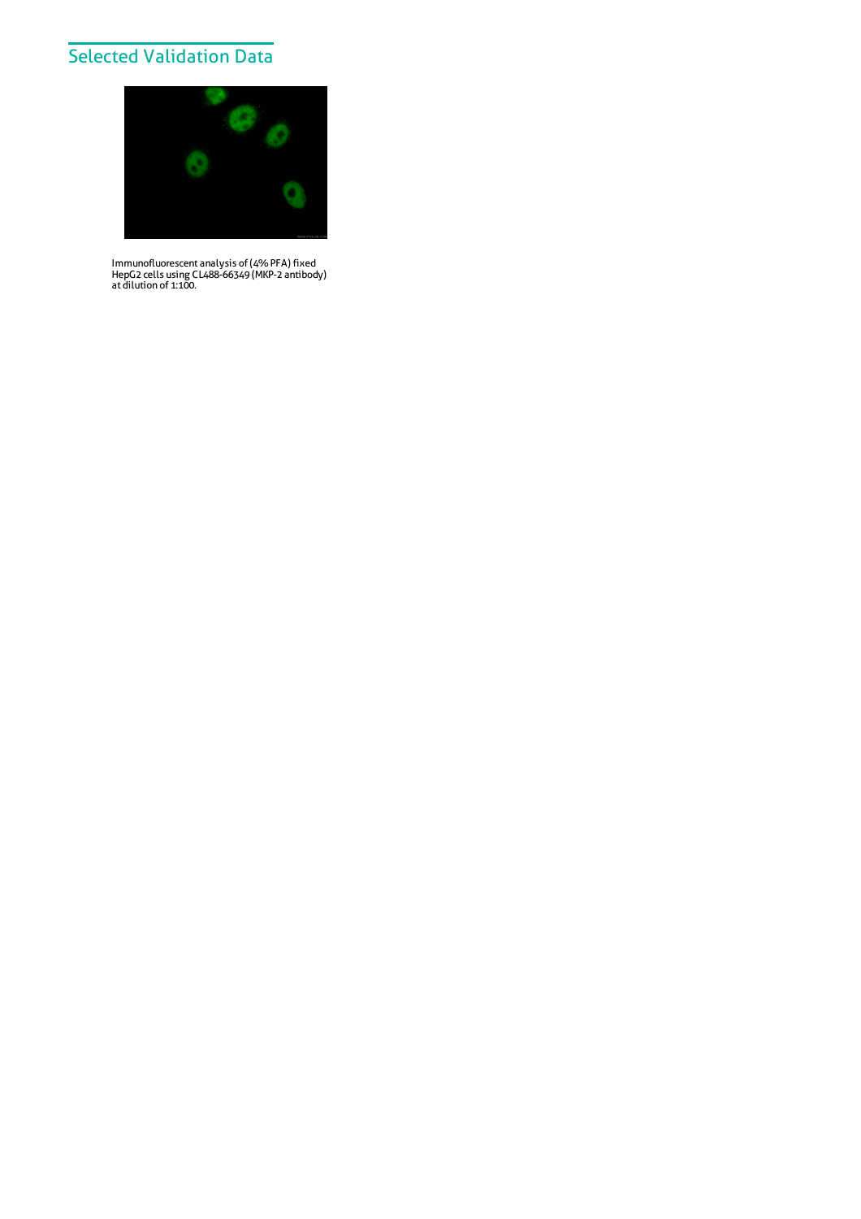## Selected Validation Data

Immunofluorescent analysis of (4% PFA) fixed HepG2 cells using CL488-66349 (MKP-2 antibody) at dilution of 1:100.